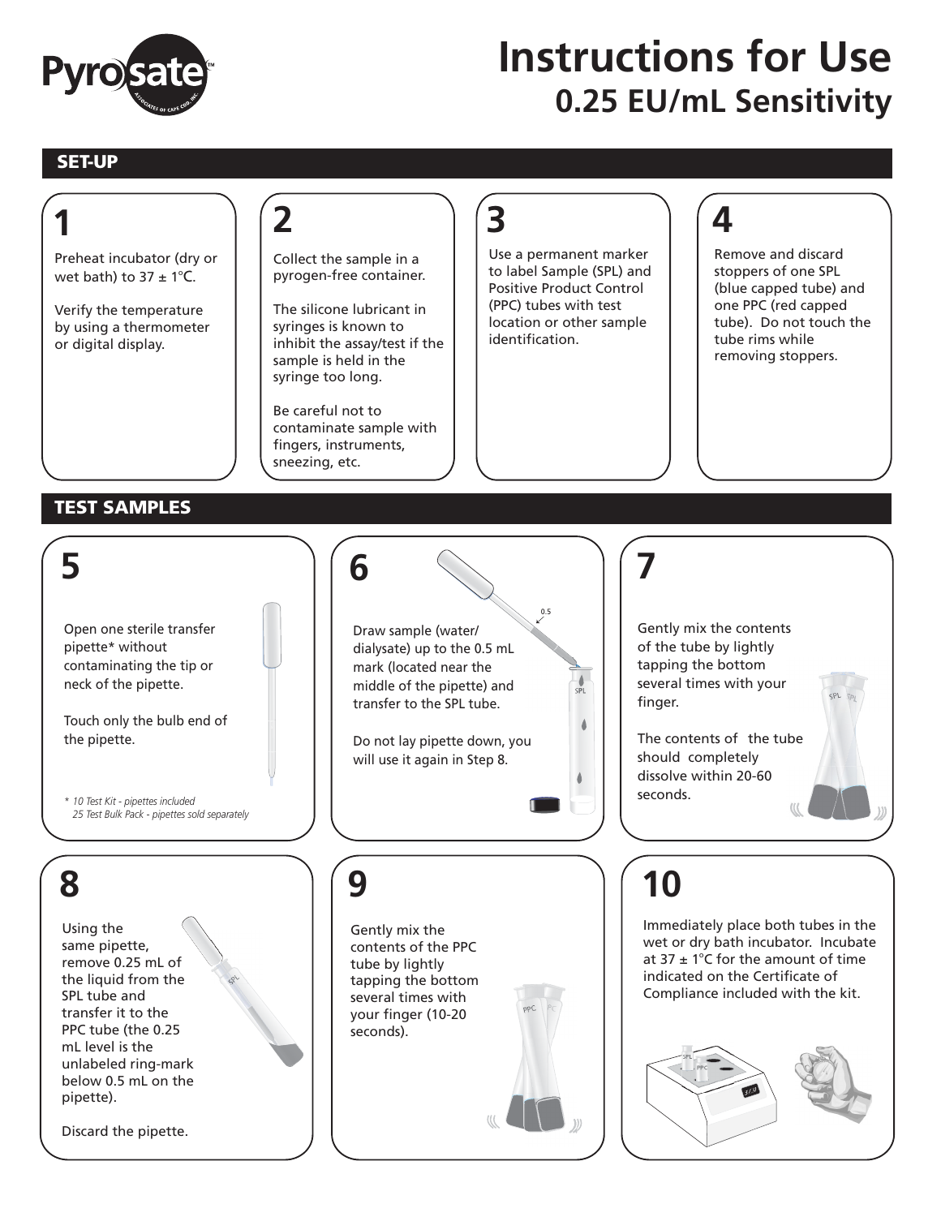Pyrosate™

# Instructions for Use
## 0.25 EU/mL Sensitivity

## SET-UP

### 1

Preheat incubator (dry or wet bath) to 37 ± 1°C.

Verify the temperature by using a thermometer or digital display.

### 2

Collect the sample in a pyrogen-free container.

The silicone lubricant in syringes is known to inhibit the assay/test if the sample is held in the syringe too long.

Be careful not to contaminate sample with fingers, instruments, sneezing, etc.

### 3

Use a permanent marker to label Sample (SPL) and Positive Product Control (PPC) tubes with test location or other sample identification.

### 4

Remove and discard stoppers of one SPL (blue capped tube) and one PPC (red capped tube). Do not touch the tube rims while removing stoppers.

## TEST SAMPLES

### 5

Open one sterile transfer pipette* without contaminating the tip or neck of the pipette.

Touch only the bulb end of the pipette.

*\* 10 Test Kit - pipettes included*
*25 Test Bulk Pack - pipettes sold separately*

### 6

Draw sample (water/ dialysate) up to the 0.5 mL mark (located near the middle of the pipette) and transfer to the SPL tube.

Do not lay pipette down, you will use it again in Step 8.

### 7

Gently mix the contents of the tube by lightly tapping the bottom several times with your finger.

The contents of the tube should completely dissolve within 20-60 seconds.

### 8

Using the same pipette, remove 0.25 mL of the liquid from the SPL tube and transfer it to the PPC tube (the 0.25 mL level is the unlabeled ring-mark below 0.5 mL on the pipette).

Discard the pipette.

### 9

Gently mix the contents of the PPC tube by lightly tapping the bottom several times with your finger (10-20 seconds).

### 10

Immediately place both tubes in the wet or dry bath incubator. Incubate at 37 ± 1°C for the amount of time indicated on the Certificate of Compliance included with the kit.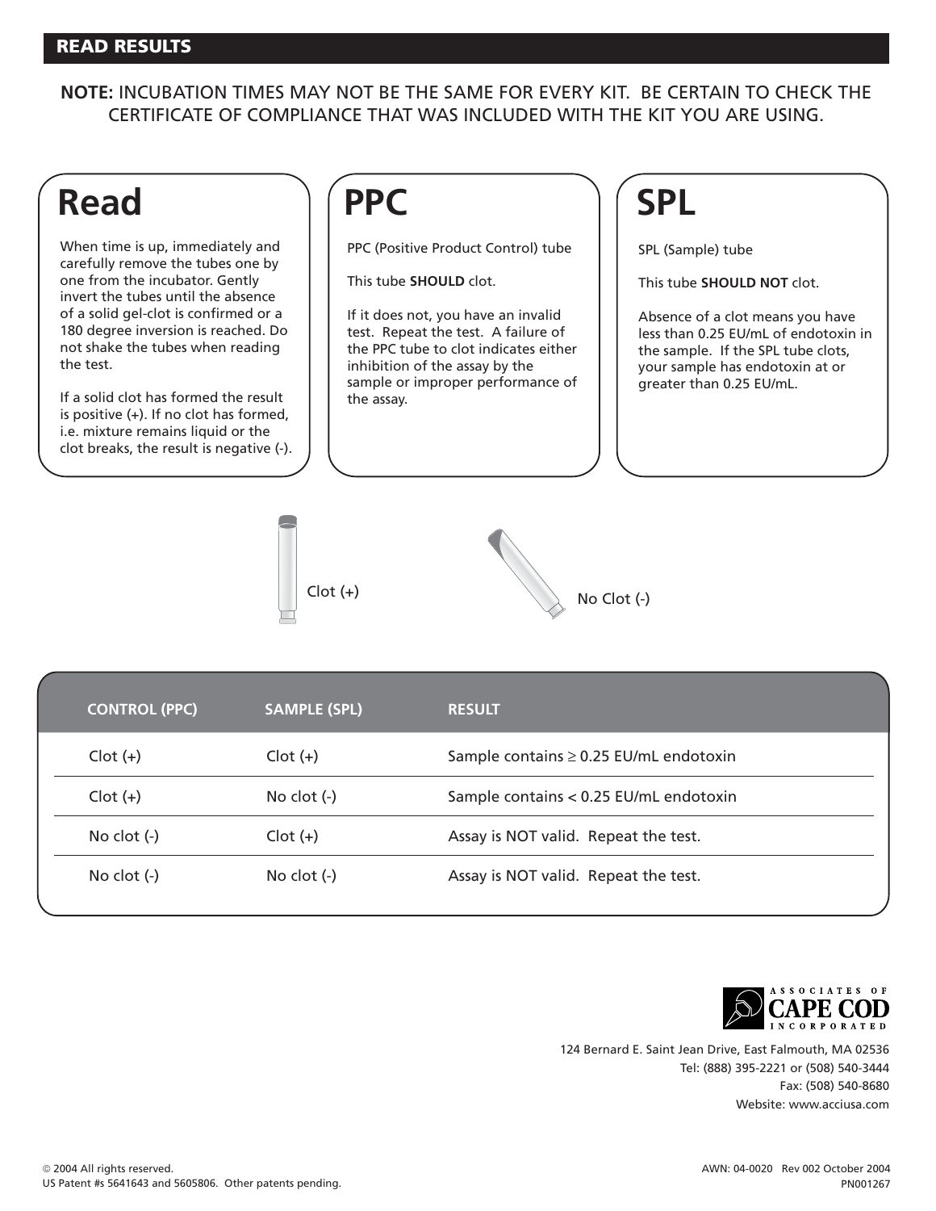## READ RESULTS

**NOTE:** INCUBATION TIMES MAY NOT BE THE SAME FOR EVERY KIT. BE CERTAIN TO CHECK THE CERTIFICATE OF COMPLIANCE THAT WAS INCLUDED WITH THE KIT YOU ARE USING.

### Read

When time is up, immediately and carefully remove the tubes one by one from the incubator. Gently invert the tubes until the absence of a solid gel-clot is confirmed or a 180 degree inversion is reached. Do not shake the tubes when reading the test.

If a solid clot has formed the result is positive (+). If no clot has formed, i.e. mixture remains liquid or the clot breaks, the result is negative (-).

### PPC

PPC (Positive Product Control) tube

This tube **SHOULD** clot.

If it does not, you have an invalid test. Repeat the test. A failure of the PPC tube to clot indicates either inhibition of the assay by the sample or improper performance of the assay.

### SPL

SPL (Sample) tube

This tube **SHOULD NOT** clot.

Absence of a clot means you have less than 0.25 EU/mL of endotoxin in the sample. If the SPL tube clots, your sample has endotoxin at or greater than 0.25 EU/mL.

Clot (+)

No Clot (-)

| CONTROL (PPC) | SAMPLE (SPL) | RESULT |
|---|---|---|
| Clot (+) | Clot (+) | Sample contains $\geq$ 0.25 EU/mL endotoxin |
| Clot (+) | No clot (-) | Sample contains < 0.25 EU/mL endotoxin |
| No clot (-) | Clot (+) | Assay is NOT valid. Repeat the test. |
| No clot (-) | No clot (-) | Assay is NOT valid. Repeat the test. |

ASSOCIATES OF CAPE COD INCORPORATED

124 Bernard E. Saint Jean Drive, East Falmouth, MA 02536
Tel: (888) 395-2221 or (508) 540-3444
Fax: (508) 540-8680
Website: www.acciusa.com

© 2004 All rights reserved.
US Patent #s 5641643 and 5605806. Other patents pending.

AWN: 04-0020 Rev 002 October 2004
PN001267